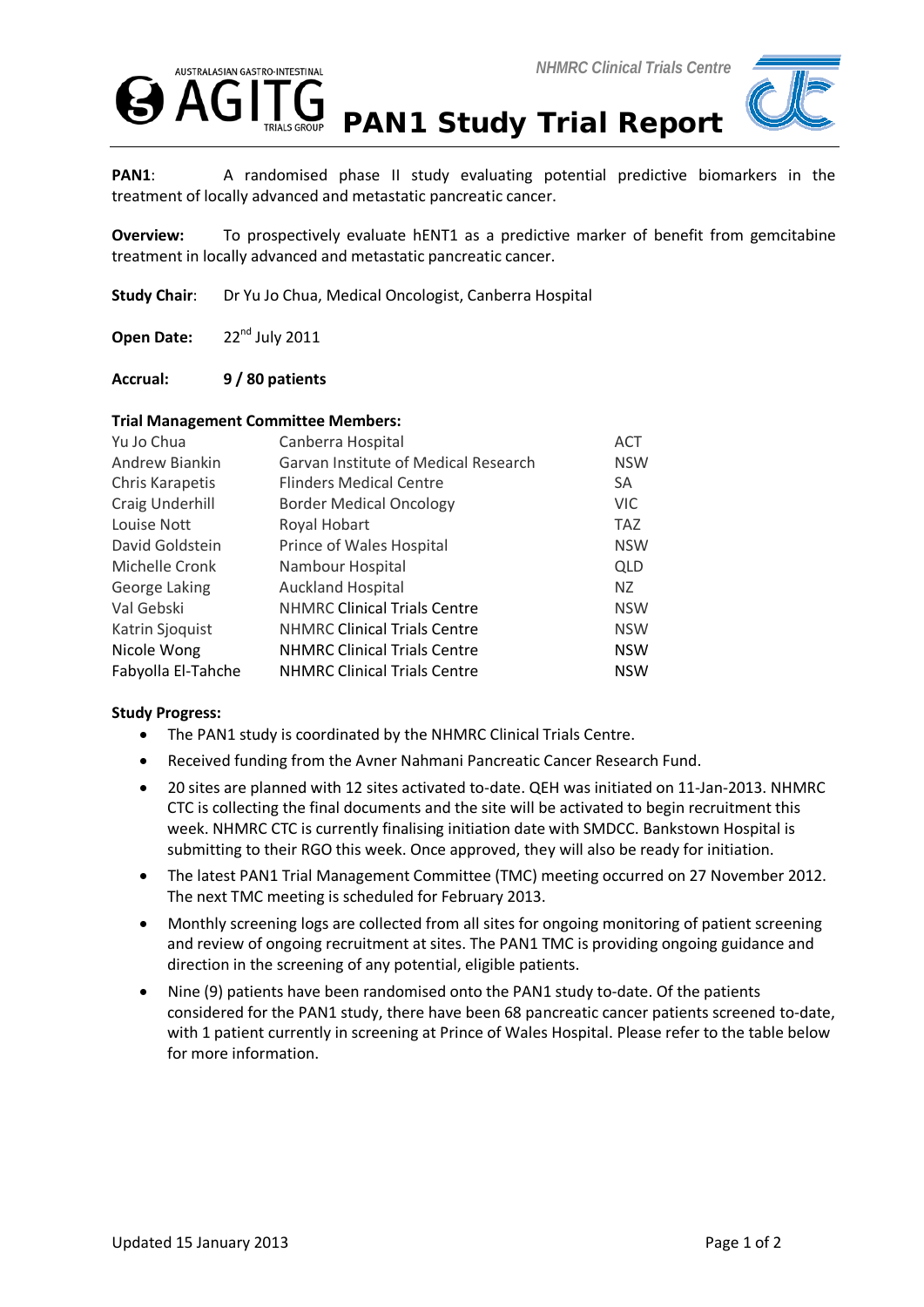# PAN1 Study Trial Report

**PAN1**: A randomised phase II study evaluating potential predictive biomarkers in the treatment of locally advanced and metastatic pancreatic cancer.

**Overview:** To prospectively evaluate hENT1 as a predictive marker of benefit from gemcitabine treatment in locally advanced and metastatic pancreatic cancer.

**Study Chair**: Dr Yu Jo Chua, Medical Oncologist, Canberra Hospital

**Open Date:** 22nd July 2011

**Accrual:** **9 / 80 patients**

**Trial Management Committee Members:**

| | | |
|---|---|---|
| Yu Jo Chua | Canberra Hospital | ACT |
| Andrew Biankin | Garvan Institute of Medical Research | NSW |
| Chris Karapetis | Flinders Medical Centre | SA |
| Craig Underhill | Border Medical Oncology | VIC |
| Louise Nott | Royal Hobart | TAZ |
| David Goldstein | Prince of Wales Hospital | NSW |
| Michelle Cronk | Nambour Hospital | QLD |
| George Laking | Auckland Hospital | NZ |
| Val Gebski | NHMRC Clinical Trials Centre | NSW |
| Katrin Sjoquist | NHMRC Clinical Trials Centre | NSW |
| Nicole Wong | NHMRC Clinical Trials Centre | NSW |
| Fabyolla El-Tahche | NHMRC Clinical Trials Centre | NSW |

**Study Progress:**

- The PAN1 study is coordinated by the NHMRC Clinical Trials Centre.
- Received funding from the Avner Nahmani Pancreatic Cancer Research Fund.
- 20 sites are planned with 12 sites activated to-date. QEH was initiated on 11-Jan-2013. NHMRC CTC is collecting the final documents and the site will be activated to begin recruitment this week. NHMRC CTC is currently finalising initiation date with SMDCC. Bankstown Hospital is submitting to their RGO this week. Once approved, they will also be ready for initiation.
- The latest PAN1 Trial Management Committee (TMC) meeting occurred on 27 November 2012. The next TMC meeting is scheduled for February 2013.
- Monthly screening logs are collected from all sites for ongoing monitoring of patient screening and review of ongoing recruitment at sites. The PAN1 TMC is providing ongoing guidance and direction in the screening of any potential, eligible patients.
- Nine (9) patients have been randomised onto the PAN1 study to-date. Of the patients considered for the PAN1 study, there have been 68 pancreatic cancer patients screened to-date, with 1 patient currently in screening at Prince of Wales Hospital. Please refer to the table below for more information.

Updated 15 January 2013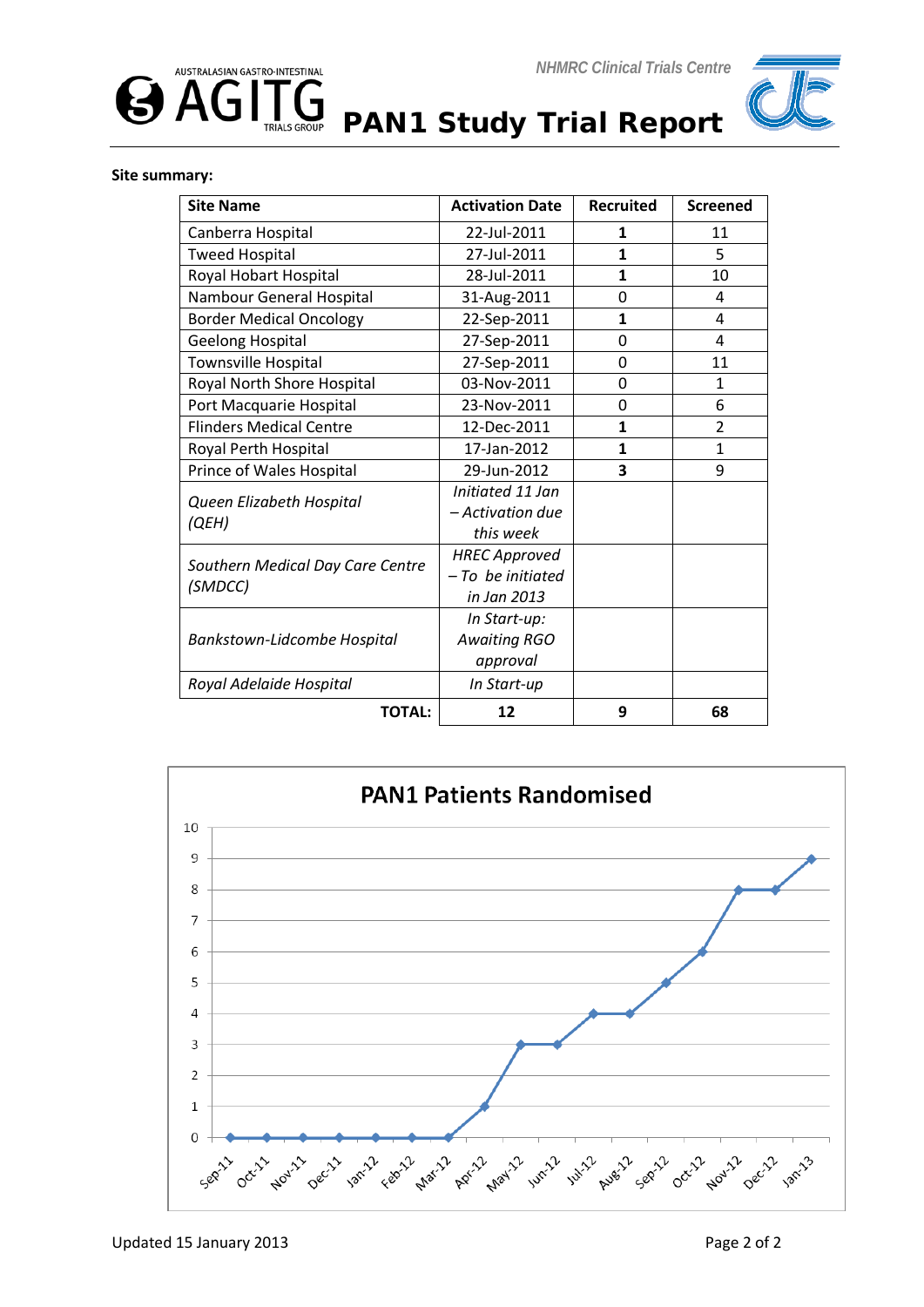AUSTRALASIAN GASTRO-INTESTINAL AGITG TRIALS GROUP

NHMRC Clinical Trials Centre

# PAN1 Study Trial Report

**Site summary:**

| Site Name | Activation Date | Recruited | Screened |
|---|---|---|---|
| Canberra Hospital | 22-Jul-2011 | **1** | 11 |
| Tweed Hospital | 27-Jul-2011 | **1** | 5 |
| Royal Hobart Hospital | 28-Jul-2011 | **1** | 10 |
| Nambour General Hospital | 31-Aug-2011 | 0 | 4 |
| Border Medical Oncology | 22-Sep-2011 | **1** | 4 |
| Geelong Hospital | 27-Sep-2011 | 0 | 4 |
| Townsville Hospital | 27-Sep-2011 | 0 | 11 |
| Royal North Shore Hospital | 03-Nov-2011 | 0 | 1 |
| Port Macquarie Hospital | 23-Nov-2011 | 0 | 6 |
| Flinders Medical Centre | 12-Dec-2011 | **1** | 2 |
| Royal Perth Hospital | 17-Jan-2012 | **1** | 1 |
| Prince of Wales Hospital | 29-Jun-2012 | **3** | 9 |
| *Queen Elizabeth Hospital (QEH)* | *Initiated 11 Jan – Activation due this week* | | |
| *Southern Medical Day Care Centre (SMDCC)* | *HREC Approved – To be initiated in Jan 2013* | | |
| *Bankstown-Lidcombe Hospital* | *In Start-up: Awaiting RGO approval* | | |
| *Royal Adelaide Hospital* | *In Start-up* | | |
| **TOTAL:** | **12** | **9** | **68** |

**PAN1 Patients Randomised**

10
9
8
7
6
5
4
3
2
1
0

Sep-11 Oct-11 Nov-11 Dec-11 Jan-12 Feb-12 Mar-12 Apr-12 May-12 Jun-12 Jul-12 Aug-12 Sep-12 Oct-12 Nov-12 Dec-12 Jan-13

Updated 15 January 2013